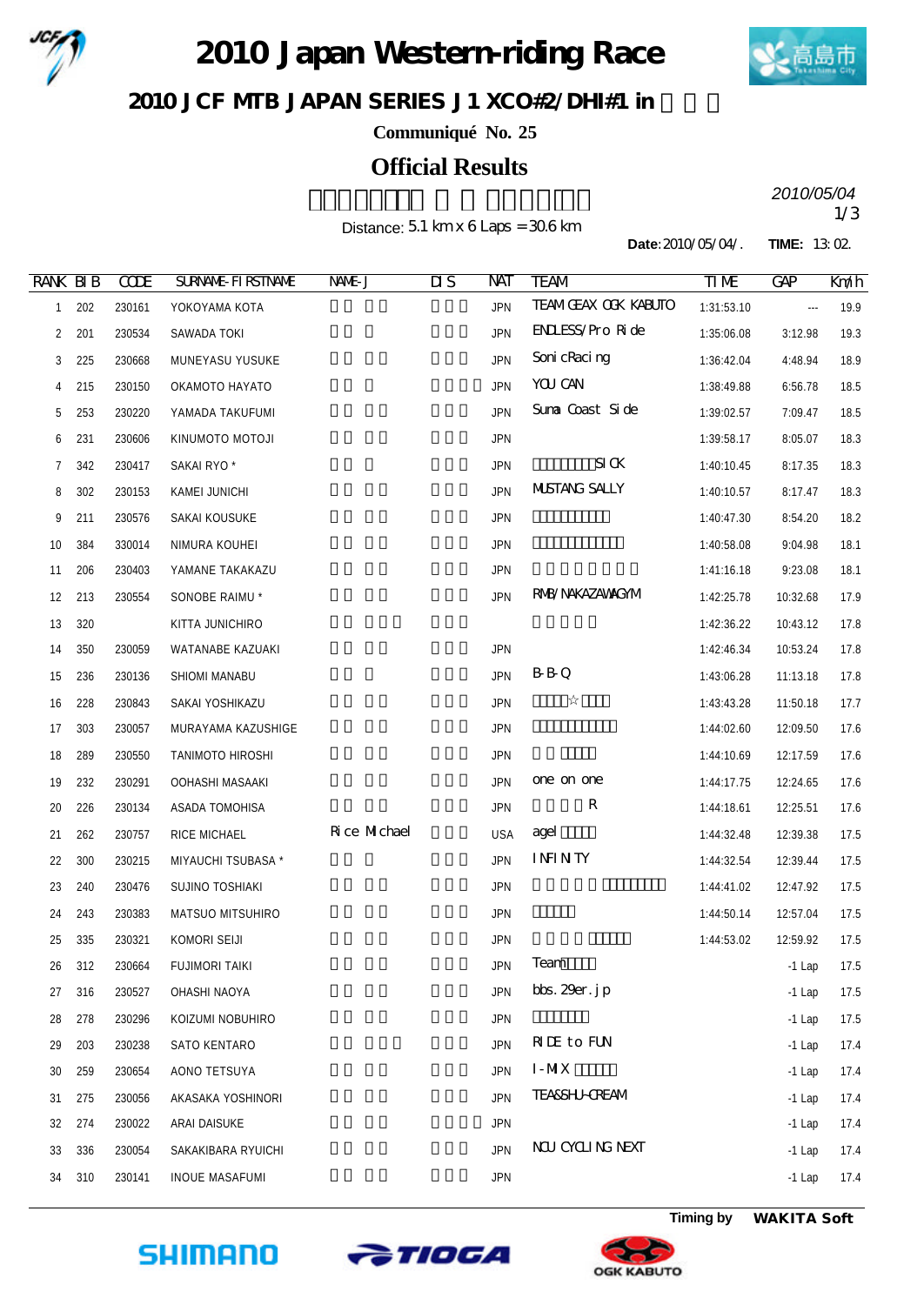# 2010 Japan Western-riding Race

## 2010 JCF MTB JAPAN SERIES J1 XCO#2/DHI#1 in

**Communiqué No. 25**

## Official Results

*2010/05/04*

Distance: 5.1 km x 6 Laps = 30.6 km

**Date**:2010/05/04/. **TIME:** 13:02.

| RANK | BIB | CODE | SURNAME-FIRSTNAME | NAME-J | DIS | NAT | TEAM | TIME | GAP | Km/h |
|---|---|---|---|---|---|---|---|---|---|---|
| 1 | 202 | 230161 | YOKOYAMA KOTA | | | JPN | TEAM GEAX OGK KABUTO | 1:31:53.10 | --- | 19.9 |
| 2 | 201 | 230534 | SAWADA TOKI | | | JPN | ENDLESS/Pro Ride | 1:35:06.08 | 3:12.98 | 19.3 |
| 3 | 225 | 230668 | MUNEYASU YUSUKE | | | JPN | SonicRacing | 1:36:42.04 | 4:48.94 | 18.9 |
| 4 | 215 | 230150 | OKAMOTO HAYATO | | | JPN | YOU CAN | 1:38:49.88 | 6:56.78 | 18.5 |
| 5 | 253 | 230220 | YAMADA TAKUFUMI | | | JPN | Suma Coast Side | 1:39:02.57 | 7:09.47 | 18.5 |
| 6 | 231 | 230606 | KINUMOTO MOTOJI | | | JPN | | 1:39:58.17 | 8:05.07 | 18.3 |
| 7 | 342 | 230417 | SAKAI RYO * | | | JPN | SICK | 1:40:10.45 | 8:17.35 | 18.3 |
| 8 | 302 | 230153 | KAMEI JUNICHI | | | JPN | MUSTANG SALLY | 1:40:10.57 | 8:17.47 | 18.3 |
| 9 | 211 | 230576 | SAKAI KOUSUKE | | | JPN | | 1:40:47.30 | 8:54.20 | 18.2 |
| 10 | 384 | 330014 | NIMURA KOUHEI | | | JPN | | 1:40:58.08 | 9:04.98 | 18.1 |
| 11 | 206 | 230403 | YAMANE TAKAKAZU | | | JPN | | 1:41:16.18 | 9:23.08 | 18.1 |
| 12 | 213 | 230554 | SONOBE RAIMU * | | | JPN | RMB/NAKAZAWAGYM | 1:42:25.78 | 10:32.68 | 17.9 |
| 13 | 320 | | KITTA JUNICHIRO | | | | | 1:42:36.22 | 10:43.12 | 17.8 |
| 14 | 350 | 230059 | WATANABE KAZUAKI | | | JPN | | 1:42:46.34 | 10:53.24 | 17.8 |
| 15 | 236 | 230136 | SHIOMI MANABU | | | JPN | B-B-Q | 1:43:06.28 | 11:13.18 | 17.8 |
| 16 | 228 | 230843 | SAKAI YOSHIKAZU | | | JPN | ☆ | 1:43:43.28 | 11:50.18 | 17.7 |
| 17 | 303 | 230057 | MURAYAMA KAZUSHIGE | | | JPN | | 1:44:02.60 | 12:09.50 | 17.6 |
| 18 | 289 | 230550 | TANIMOTO HIROSHI | | | JPN | | 1:44:10.69 | 12:17.59 | 17.6 |
| 19 | 232 | 230291 | OOHASHI MASAAKI | | | JPN | one on one | 1:44:17.75 | 12:24.65 | 17.6 |
| 20 | 226 | 230134 | ASADA TOMOHISA | | | JPN | R | 1:44:18.61 | 12:25.51 | 17.6 |
| 21 | 262 | 230757 | RICE MICHAEL | Rice Michael | | USA | agel | 1:44:32.48 | 12:39.38 | 17.5 |
| 22 | 300 | 230215 | MIYAUCHI TSUBASA * | | | JPN | INFINITY | 1:44:32.54 | 12:39.44 | 17.5 |
| 23 | 240 | 230476 | SUJINO TOSHIAKI | | | JPN | | 1:44:41.02 | 12:47.92 | 17.5 |
| 24 | 243 | 230383 | MATSUO MITSUHIRO | | | JPN | | 1:44:50.14 | 12:57.04 | 17.5 |
| 25 | 335 | 230321 | KOMORI SEIJI | | | JPN | | 1:44:53.02 | 12:59.92 | 17.5 |
| 26 | 312 | 230664 | FUJIMORI TAIKI | | | JPN | Team | | -1 Lap | 17.5 |
| 27 | 316 | 230527 | OHASHI NAOYA | | | JPN | bbs.29er.jp | | -1 Lap | 17.5 |
| 28 | 278 | 230296 | KOIZUMI NOBUHIRO | | | JPN | | | -1 Lap | 17.5 |
| 29 | 203 | 230238 | SATO KENTARO | | | JPN | RIDE to FUN | | -1 Lap | 17.4 |
| 30 | 259 | 230654 | AONO TETSUYA | | | JPN | I-MIX | | -1 Lap | 17.4 |
| 31 | 275 | 230056 | AKASAKA YOSHINORI | | | JPN | TEASSHU-CREAM | | -1 Lap | 17.4 |
| 32 | 274 | 230022 | ARAI DAISUKE | | | JPN | | | -1 Lap | 17.4 |
| 33 | 336 | 230054 | SAKAKIBARA RYUICHI | | | JPN | NCU CYCLING NEXT | | -1 Lap | 17.4 |
| 34 | 310 | 230141 | INOUE MASAFUMI | | | JPN | | | -1 Lap | 17.4 |

Timing by **WAKITA Soft**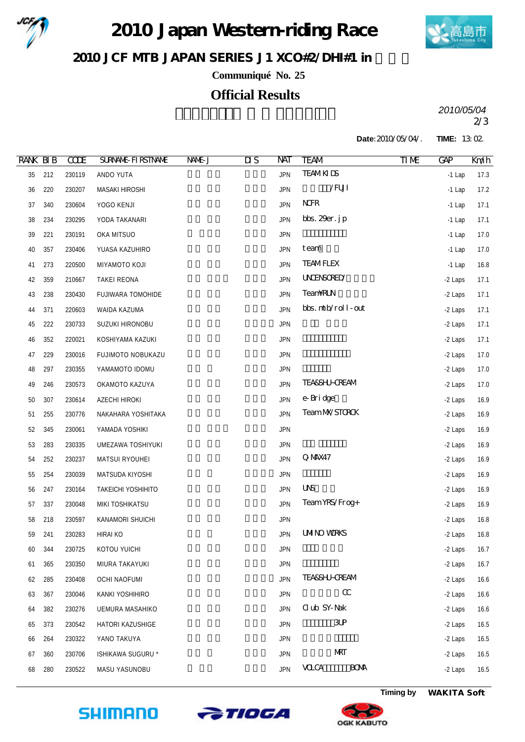# 2010 Japan Western-riding Race

## 2010 JCF MTB JAPAN SERIES J1 XCO#2/DHI#1 in

**Communiqué No. 25**

## Official Results

*2010/05/04*

**Date**:2010/05/04/. **TIME:** 13:02.

| RANK | BIB | CODE | SURNAME-FIRSTNAME | NAME-J | DIS | NAT | TEAM | TIME | GAP | Km/h |
|---|---|---|---|---|---|---|---|---|---|---|
| 35 | 212 | 230119 | ANDO YUTA | | | JPN | TEAM KIDS | | -1 Lap | 17.3 |
| 36 | 220 | 230207 | MASAKI HIROSHI | | | JPN | /FUJI | | -1 Lap | 17.2 |
| 37 | 340 | 230604 | YOGO KENJI | | | JPN | NCFR | | -1 Lap | 17.1 |
| 38 | 234 | 230295 | YODA TAKANARI | | | JPN | bbs.29er.jp | | -1 Lap | 17.1 |
| 39 | 221 | 230191 | OKA MITSUO | | | JPN | | | -1 Lap | 17.0 |
| 40 | 357 | 230406 | YUASA KAZUHIRO | | | JPN | team | | -1 Lap | 17.0 |
| 41 | 273 | 220500 | MIYAMOTO KOJI | | | JPN | TEAM FLEX | | -1 Lap | 16.8 |
| 42 | 359 | 210667 | TAKEI REONA | | | JPN | UNCENSORED/ | | -2 Laps | 17.1 |
| 43 | 238 | 230430 | FUJIWARA TOMOHIDE | | | JPN | Team¥RUN | | -2 Laps | 17.1 |
| 44 | 371 | 220603 | WAIDA KAZUMA | | | JPN | bbs.mtb/roll-out | | -2 Laps | 17.1 |
| 45 | 222 | 230733 | SUZUKI HIRONOBU | | | JPN | | | -2 Laps | 17.1 |
| 46 | 352 | 220021 | KOSHIYAMA KAZUKI | | | JPN | | | -2 Laps | 17.1 |
| 47 | 229 | 230016 | FUJIMOTO NOBUKAZU | | | JPN | | | -2 Laps | 17.0 |
| 48 | 297 | 230355 | YAMAMOTO IDOMU | | | JPN | | | -2 Laps | 17.0 |
| 49 | 246 | 230573 | OKAMOTO KAZUYA | | | JPN | TEASSHU-CREAM | | -2 Laps | 17.0 |
| 50 | 307 | 230614 | AZECHI HIROKI | | | JPN | e-Bridge | | -2 Laps | 16.9 |
| 51 | 255 | 230776 | NAKAHARA YOSHITAKA | | | JPN | Team MX/STORCK | | -2 Laps | 16.9 |
| 52 | 345 | 230061 | YAMADA YOSHIKI | | | JPN | | | -2 Laps | 16.9 |
| 53 | 283 | 230335 | UMEZAWA TOSHIYUKI | | | JPN | | | -2 Laps | 16.9 |
| 54 | 252 | 230237 | MATSUI RYOUHEI | | | JPN | Q-MAX47 | | -2 Laps | 16.9 |
| 55 | 254 | 230039 | MATSUDA KIYOSHI | | | JPN | | | -2 Laps | 16.9 |
| 56 | 247 | 230164 | TAKEICHI YOSHIHITO | | | JPN | UNS | | -2 Laps | 16.9 |
| 57 | 337 | 230048 | MIKI TOSHIKATSU | | | JPN | Team YRS/Frog+ | | -2 Laps | 16.9 |
| 58 | 218 | 230597 | KANAMORI SHUICHI | | | JPN | | | -2 Laps | 16.8 |
| 59 | 241 | 230283 | HIRAI KO | | | JPN | UMINO WORKS | | -2 Laps | 16.8 |
| 60 | 344 | 230725 | KOTOU YUICHI | | | JPN | | | -2 Laps | 16.7 |
| 61 | 365 | 230350 | MIURA TAKAYUKI | | | JPN | | | -2 Laps | 16.7 |
| 62 | 285 | 230408 | OCHI NAOFUMI | | | JPN | TEASSHU-CREAM | | -2 Laps | 16.6 |
| 63 | 367 | 230046 | KANKI YOSHIHIRO | | | JPN | CC | | -2 Laps | 16.6 |
| 64 | 382 | 230276 | UEMURA MASAHIKO | | | JPN | Club SY-Nak | | -2 Laps | 16.6 |
| 65 | 373 | 230542 | HATORI KAZUSHIGE | | | JPN | 3UP | | -2 Laps | 16.5 |
| 66 | 264 | 230322 | YANO TAKUYA | | | JPN | | | -2 Laps | 16.5 |
| 67 | 360 | 230706 | ISHIKAWA SUGURU * | | | JPN | MRT | | -2 Laps | 16.5 |
| 68 | 280 | 230522 | MASU YASUNOBU | | | JPN | VOLCA BOMA | | -2 Laps | 16.5 |

**Timing by WAKITA Soft**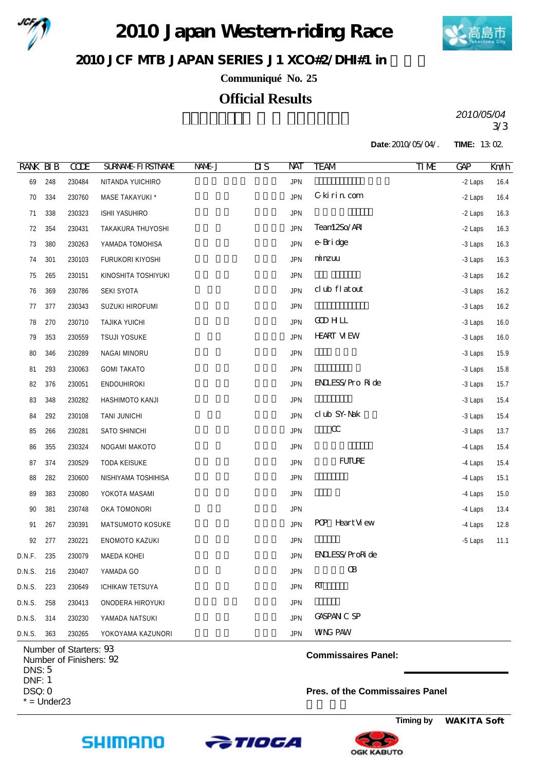# 2010 Japan Western-riding Race

## 2010 JCF MTB JAPAN SERIES J1 XCO#2/DHI#1 in

**Communiqué No. 25**

## Official Results

*2010/05/04*

**Date**: 2010/05/04/. **TIME:** 13:02.

| RANK | BIB | CODE | SURNAME-FIRSTNAME | NAME-J | DIS | NAT | TEAM | TIME | GAP | Km/h |
|---|---|---|---|---|---|---|---|---|---|---|
| 69 | 248 | 230484 | NITANDA YUICHIRO | | | JPN | | | -2 Laps | 16.4 |
| 70 | 334 | 230760 | MASE TAKAYUKI * | | | JPN | C-kirin.com | | -2 Laps | 16.4 |
| 71 | 338 | 230323 | ISHII YASUHIRO | | | JPN | | | -2 Laps | 16.3 |
| 72 | 354 | 230431 | TAKAKURA THUYOSHI | | | JPN | Team12So/ARI | | -2 Laps | 16.3 |
| 73 | 380 | 230263 | YAMADA TOMOHISA | | | JPN | e-Bridge | | -3 Laps | 16.3 |
| 74 | 301 | 230103 | FURUKORI KIYOSHI | | | JPN | minzuu | | -3 Laps | 16.3 |
| 75 | 265 | 230151 | KINOSHITA TOSHIYUKI | | | JPN | | | -3 Laps | 16.2 |
| 76 | 369 | 230786 | SEKI SYOTA | | | JPN | club flatout | | -3 Laps | 16.2 |
| 77 | 377 | 230343 | SUZUKI HIROFUMI | | | JPN | | | -3 Laps | 16.2 |
| 78 | 270 | 230710 | TAJIKA YUICHI | | | JPN | GOD HILL | | -3 Laps | 16.0 |
| 79 | 353 | 230559 | TSUJI YOSUKE | | | JPN | HEART VIEW | | -3 Laps | 16.0 |
| 80 | 346 | 230289 | NAGAI MINORU | | | JPN | | | -3 Laps | 15.9 |
| 81 | 293 | 230063 | GOMI TAKATO | | | JPN | | | -3 Laps | 15.8 |
| 82 | 376 | 230051 | ENDOUHIROKI | | | JPN | ENDLESS/Pro Ride | | -3 Laps | 15.7 |
| 83 | 348 | 230282 | HASHIMOTO KANJI | | | JPN | | | -3 Laps | 15.4 |
| 84 | 292 | 230108 | TANI JUNICHI | | | JPN | club SY-Nak | | -3 Laps | 15.4 |
| 85 | 266 | 230281 | SATO SHINICHI | | | JPN | CC | | -3 Laps | 13.7 |
| 86 | 355 | 230324 | NOGAMI MAKOTO | | | JPN | | | -4 Laps | 15.4 |
| 87 | 374 | 230529 | TODA KEISUKE | | | JPN | FUTURE | | -4 Laps | 15.4 |
| 88 | 282 | 230600 | NISHIYAMA TOSHIHISA | | | JPN | | | -4 Laps | 15.1 |
| 89 | 383 | 230080 | YOKOTA MASAMI | | | JPN | | | -4 Laps | 15.0 |
| 90 | 381 | 230748 | OKA TOMONORI | | | JPN | | | -4 Laps | 13.4 |
| 91 | 267 | 230391 | MATSUMOTO KOSUKE | | | JPN | POP HeartView | | -4 Laps | 12.8 |
| 92 | 277 | 230221 | ENOMOTO KAZUKI | | | JPN | | | -5 Laps | 11.1 |
| D.N.F. | 235 | 230079 | MAEDA KOHEI | | | JPN | ENDLESS/ProRide | | | |
| D.N.S. | 216 | 230407 | YAMADA GO | | | JPN | CB | | | |
| D.N.S. | 223 | 230649 | ICHIKAW TETSUYA | | | JPN | RT | | | |
| D.N.S. | 258 | 230413 | ONODERA HIROYUKI | | | JPN | | | | |
| D.N.S. | 314 | 230230 | YAMADA NATSUKI | | | JPN | GASPANIC SP | | | |
| D.N.S. | 363 | 230265 | YOKOYAMA KAZUNORI | | | JPN | WING PAW | | | |

Number of Starters: 93
Number of Finishers: 92
DNS: 5
DNF: 1
DSQ: 0
* = Under23

**Commissaires Panel:**

**Pres. of the Commissaires Panel**

**Timing by** **WAKITA Soft**